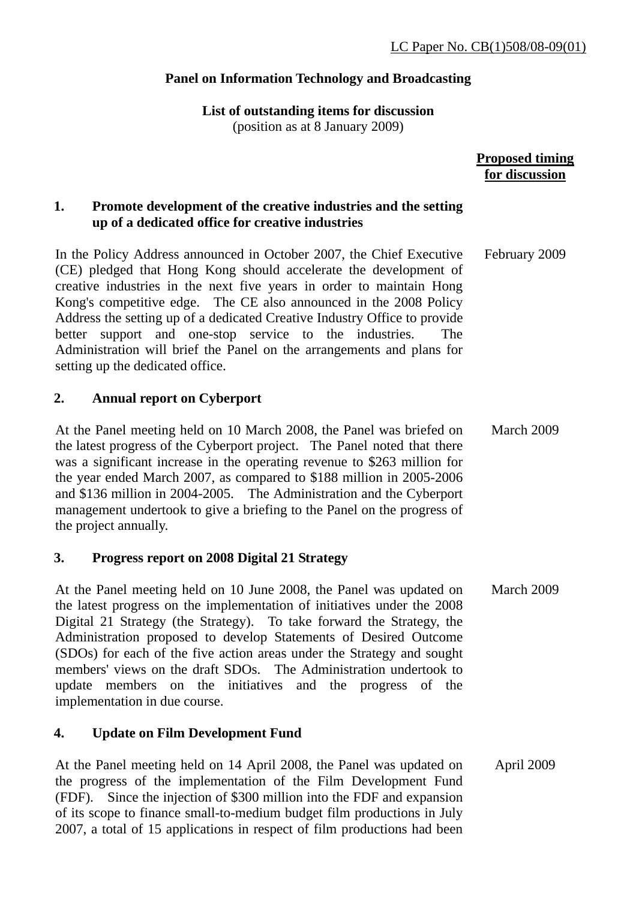LC Paper No. CB(1)508/08-09(01)

**Panel on Information Technology and Broadcasting**

**List of outstanding items for discussion**
(position as at 8 January 2009)

| | **Proposed timing for discussion** |
|---|---|
| **1. Promote development of the creative industries and the setting up of a dedicated office for creative industries** | |
| In the Policy Address announced in October 2007, the Chief Executive (CE) pledged that Hong Kong should accelerate the development of creative industries in the next five years in order to maintain Hong Kong's competitive edge. The CE also announced in the 2008 Policy Address the setting up of a dedicated Creative Industry Office to provide better support and one-stop service to the industries. The Administration will brief the Panel on the arrangements and plans for setting up the dedicated office. | February 2009 |
| **2. Annual report on Cyberport** | |
| At the Panel meeting held on 10 March 2008, the Panel was briefed on the latest progress of the Cyberport project. The Panel noted that there was a significant increase in the operating revenue to $263 million for the year ended March 2007, as compared to $188 million in 2005-2006 and $136 million in 2004-2005. The Administration and the Cyberport management undertook to give a briefing to the Panel on the progress of the project annually. | March 2009 |
| **3. Progress report on 2008 Digital 21 Strategy** | |
| At the Panel meeting held on 10 June 2008, the Panel was updated on the latest progress on the implementation of initiatives under the 2008 Digital 21 Strategy (the Strategy). To take forward the Strategy, the Administration proposed to develop Statements of Desired Outcome (SDOs) for each of the five action areas under the Strategy and sought members' views on the draft SDOs. The Administration undertook to update members on the initiatives and the progress of the implementation in due course. | March 2009 |
| **4. Update on Film Development Fund** | |
| At the Panel meeting held on 14 April 2008, the Panel was updated on the progress of the implementation of the Film Development Fund (FDF). Since the injection of $300 million into the FDF and expansion of its scope to finance small-to-medium budget film productions in July 2007, a total of 15 applications in respect of film productions had been | April 2009 |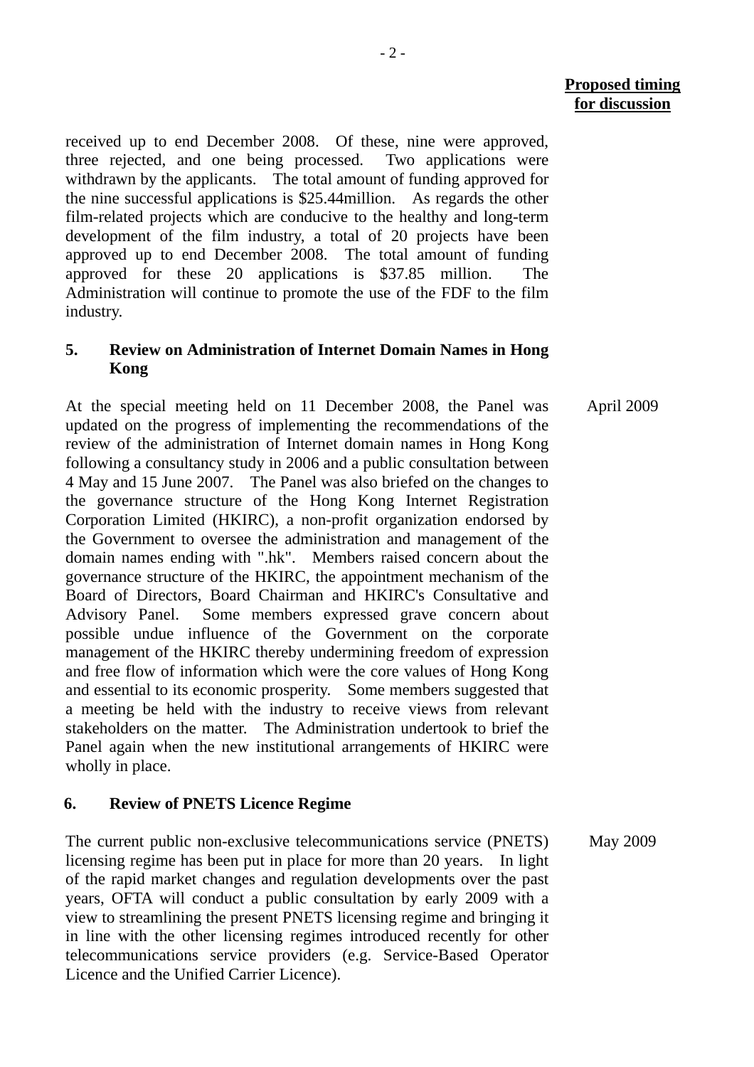**Proposed timing for discussion**

received up to end December 2008. Of these, nine were approved, three rejected, and one being processed. Two applications were withdrawn by the applicants. The total amount of funding approved for the nine successful applications is $25.44million. As regards the other film-related projects which are conducive to the healthy and long-term development of the film industry, a total of 20 projects have been approved up to end December 2008. The total amount of funding approved for these 20 applications is $37.85 million. The Administration will continue to promote the use of the FDF to the film industry.

**5. Review on Administration of Internet Domain Names in Hong Kong**

At the special meeting held on 11 December 2008, the Panel was updated on the progress of implementing the recommendations of the review of the administration of Internet domain names in Hong Kong following a consultancy study in 2006 and a public consultation between 4 May and 15 June 2007. The Panel was also briefed on the changes to the governance structure of the Hong Kong Internet Registration Corporation Limited (HKIRC), a non-profit organization endorsed by the Government to oversee the administration and management of the domain names ending with ".hk". Members raised concern about the governance structure of the HKIRC, the appointment mechanism of the Board of Directors, Board Chairman and HKIRC's Consultative and Advisory Panel. Some members expressed grave concern about possible undue influence of the Government on the corporate management of the HKIRC thereby undermining freedom of expression and free flow of information which were the core values of Hong Kong and essential to its economic prosperity. Some members suggested that a meeting be held with the industry to receive views from relevant stakeholders on the matter. The Administration undertook to brief the Panel again when the new institutional arrangements of HKIRC were wholly in place.

April 2009

**6. Review of PNETS Licence Regime**

The current public non-exclusive telecommunications service (PNETS) licensing regime has been put in place for more than 20 years. In light of the rapid market changes and regulation developments over the past years, OFTA will conduct a public consultation by early 2009 with a view to streamlining the present PNETS licensing regime and bringing it in line with the other licensing regimes introduced recently for other telecommunications service providers (e.g. Service-Based Operator Licence and the Unified Carrier Licence).

May 2009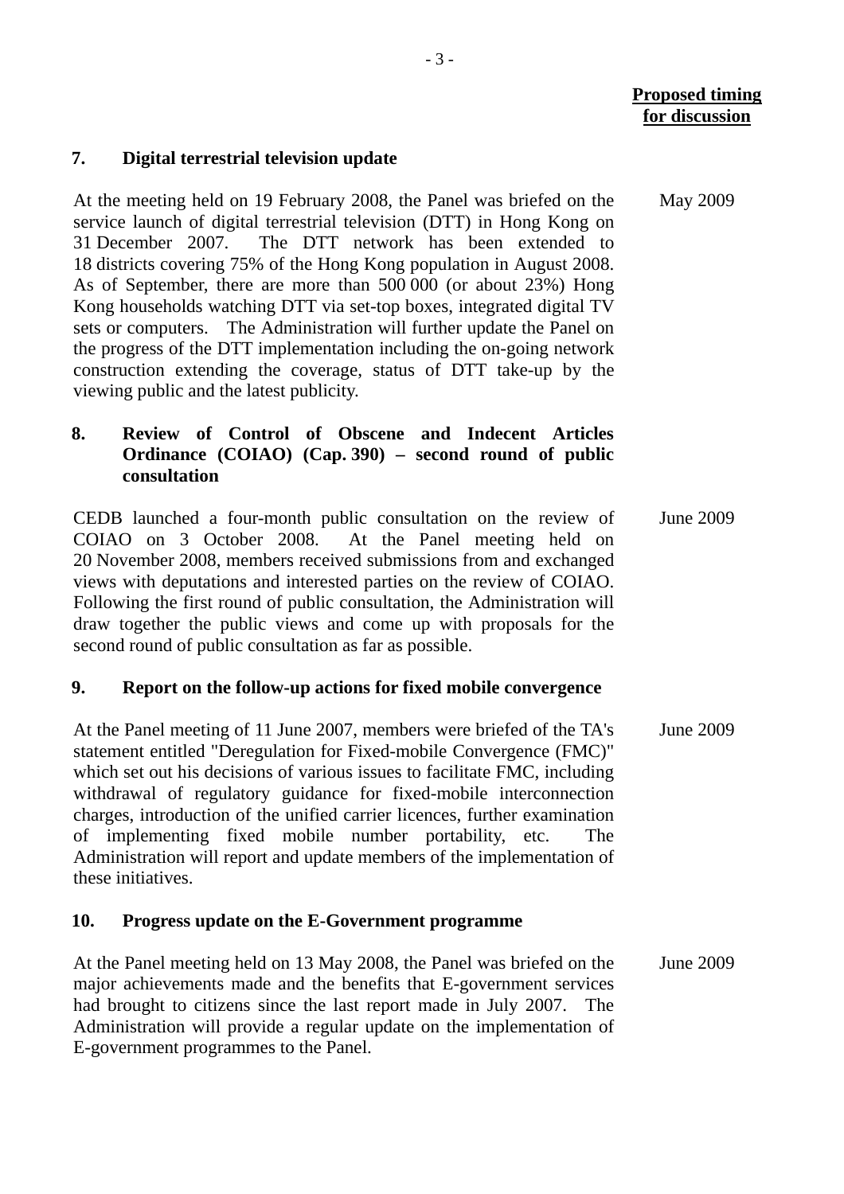**Proposed timing for discussion**

**7. Digital terrestrial television update**

At the meeting held on 19 February 2008, the Panel was briefed on the service launch of digital terrestrial television (DTT) in Hong Kong on 31 December 2007. The DTT network has been extended to 18 districts covering 75% of the Hong Kong population in August 2008. As of September, there are more than 500 000 (or about 23%) Hong Kong households watching DTT via set-top boxes, integrated digital TV sets or computers. The Administration will further update the Panel on the progress of the DTT implementation including the on-going network construction extending the coverage, status of DTT take-up by the viewing public and the latest publicity.

May 2009

**8. Review of Control of Obscene and Indecent Articles Ordinance (COIAO) (Cap. 390) – second round of public consultation**

CEDB launched a four-month public consultation on the review of COIAO on 3 October 2008. At the Panel meeting held on 20 November 2008, members received submissions from and exchanged views with deputations and interested parties on the review of COIAO. Following the first round of public consultation, the Administration will draw together the public views and come up with proposals for the second round of public consultation as far as possible.

June 2009

**9. Report on the follow-up actions for fixed mobile convergence**

At the Panel meeting of 11 June 2007, members were briefed of the TA's statement entitled "Deregulation for Fixed-mobile Convergence (FMC)" which set out his decisions of various issues to facilitate FMC, including withdrawal of regulatory guidance for fixed-mobile interconnection charges, introduction of the unified carrier licences, further examination of implementing fixed mobile number portability, etc. The Administration will report and update members of the implementation of these initiatives.

June 2009

**10. Progress update on the E-Government programme**

At the Panel meeting held on 13 May 2008, the Panel was briefed on the major achievements made and the benefits that E-government services had brought to citizens since the last report made in July 2007. The Administration will provide a regular update on the implementation of E-government programmes to the Panel.

June 2009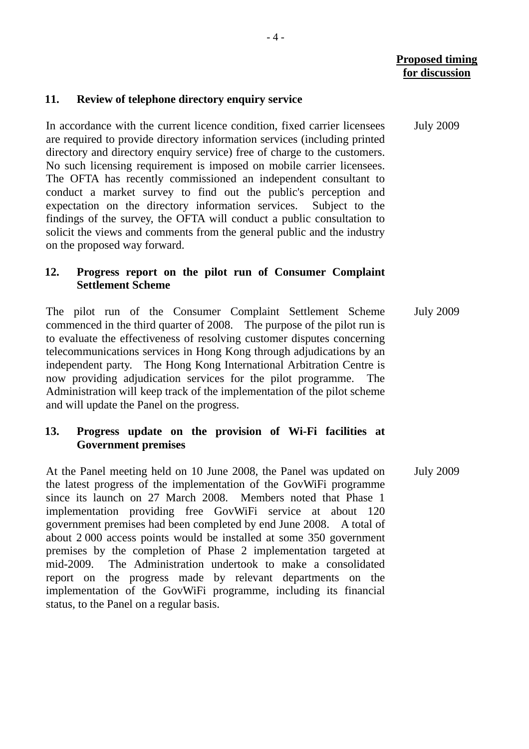**Proposed timing for discussion**

### 11. Review of telephone directory enquiry service

In accordance with the current licence condition, fixed carrier licensees are required to provide directory information services (including printed directory and directory enquiry service) free of charge to the customers. No such licensing requirement is imposed on mobile carrier licensees. The OFTA has recently commissioned an independent consultant to conduct a market survey to find out the public's perception and expectation on the directory information services. Subject to the findings of the survey, the OFTA will conduct a public consultation to solicit the views and comments from the general public and the industry on the proposed way forward.

July 2009

### 12. Progress report on the pilot run of Consumer Complaint Settlement Scheme

The pilot run of the Consumer Complaint Settlement Scheme commenced in the third quarter of 2008. The purpose of the pilot run is to evaluate the effectiveness of resolving customer disputes concerning telecommunications services in Hong Kong through adjudications by an independent party. The Hong Kong International Arbitration Centre is now providing adjudication services for the pilot programme. The Administration will keep track of the implementation of the pilot scheme and will update the Panel on the progress.

July 2009

### 13. Progress update on the provision of Wi-Fi facilities at Government premises

At the Panel meeting held on 10 June 2008, the Panel was updated on the latest progress of the implementation of the GovWiFi programme since its launch on 27 March 2008. Members noted that Phase 1 implementation providing free GovWiFi service at about 120 government premises had been completed by end June 2008. A total of about 2 000 access points would be installed at some 350 government premises by the completion of Phase 2 implementation targeted at mid-2009. The Administration undertook to make a consolidated report on the progress made by relevant departments on the implementation of the GovWiFi programme, including its financial status, to the Panel on a regular basis.

July 2009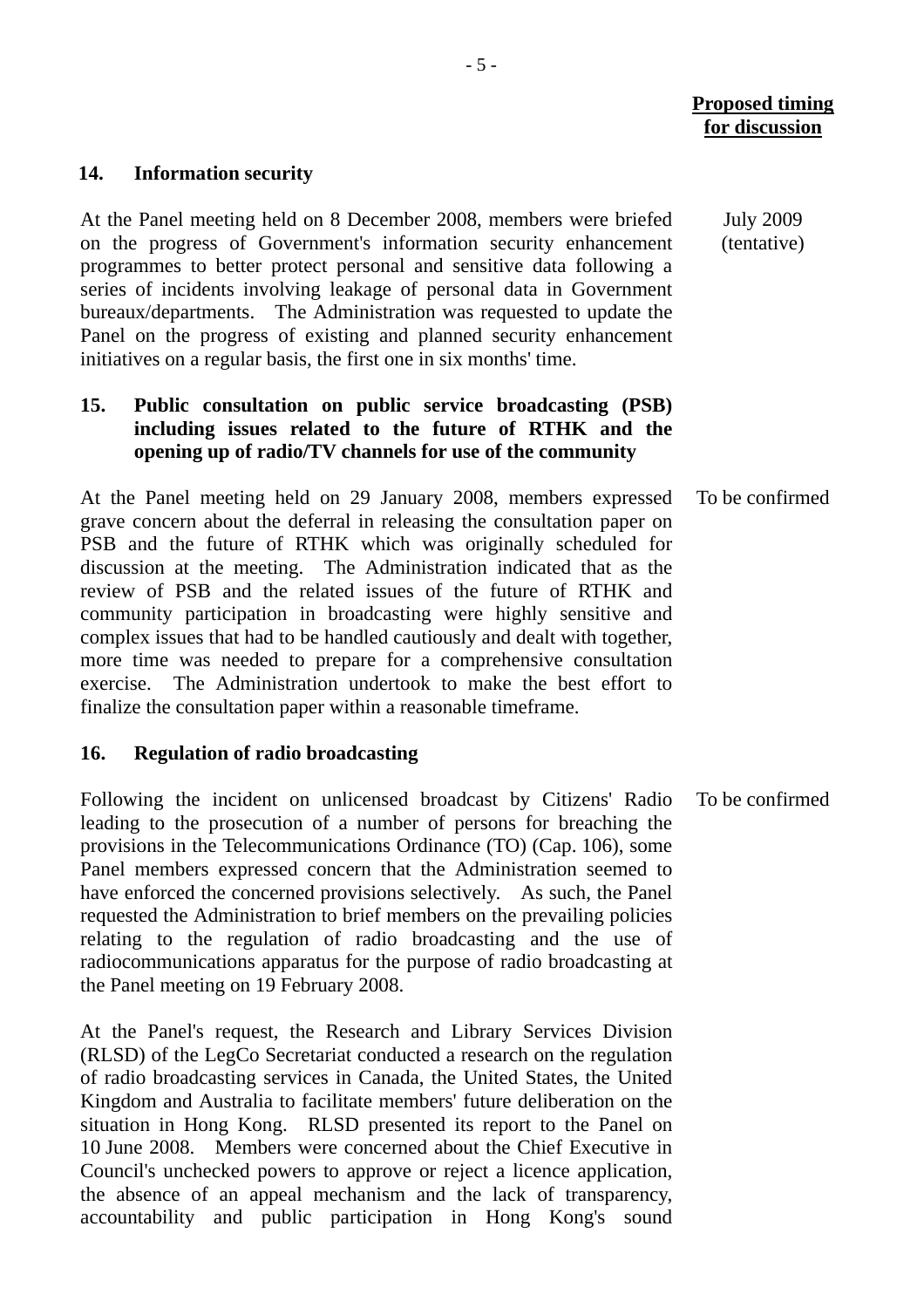**Proposed timing for discussion**

**14. Information security**

At the Panel meeting held on 8 December 2008, members were briefed on the progress of Government's information security enhancement programmes to better protect personal and sensitive data following a series of incidents involving leakage of personal data in Government bureaux/departments. The Administration was requested to update the Panel on the progress of existing and planned security enhancement initiatives on a regular basis, the first one in six months' time.

*Proposed timing for discussion:* July 2009 (tentative)

**15. Public consultation on public service broadcasting (PSB) including issues related to the future of RTHK and the opening up of radio/TV channels for use of the community**

At the Panel meeting held on 29 January 2008, members expressed grave concern about the deferral in releasing the consultation paper on PSB and the future of RTHK which was originally scheduled for discussion at the meeting. The Administration indicated that as the review of PSB and the related issues of the future of RTHK and community participation in broadcasting were highly sensitive and complex issues that had to be handled cautiously and dealt with together, more time was needed to prepare for a comprehensive consultation exercise. The Administration undertook to make the best effort to finalize the consultation paper within a reasonable timeframe.

*Proposed timing for discussion:* To be confirmed

**16. Regulation of radio broadcasting**

Following the incident on unlicensed broadcast by Citizens' Radio leading to the prosecution of a number of persons for breaching the provisions in the Telecommunications Ordinance (TO) (Cap. 106), some Panel members expressed concern that the Administration seemed to have enforced the concerned provisions selectively. As such, the Panel requested the Administration to brief members on the prevailing policies relating to the regulation of radio broadcasting and the use of radiocommunications apparatus for the purpose of radio broadcasting at the Panel meeting on 19 February 2008.

*Proposed timing for discussion:* To be confirmed

At the Panel's request, the Research and Library Services Division (RLSD) of the LegCo Secretariat conducted a research on the regulation of radio broadcasting services in Canada, the United States, the United Kingdom and Australia to facilitate members' future deliberation on the situation in Hong Kong. RLSD presented its report to the Panel on 10 June 2008. Members were concerned about the Chief Executive in Council's unchecked powers to approve or reject a licence application, the absence of an appeal mechanism and the lack of transparency, accountability and public participation in Hong Kong's sound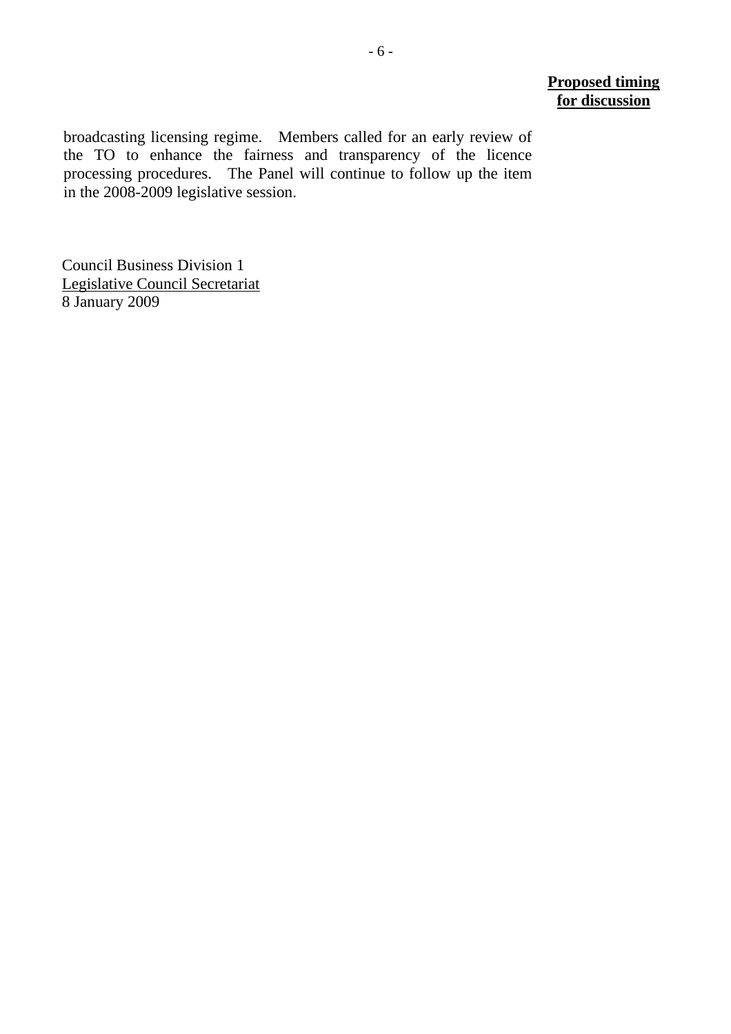**Proposed timing for discussion**

broadcasting licensing regime. Members called for an early review of the TO to enhance the fairness and transparency of the licence processing procedures. The Panel will continue to follow up the item in the 2008-2009 legislative session.

Council Business Division 1
Legislative Council Secretariat
8 January 2009